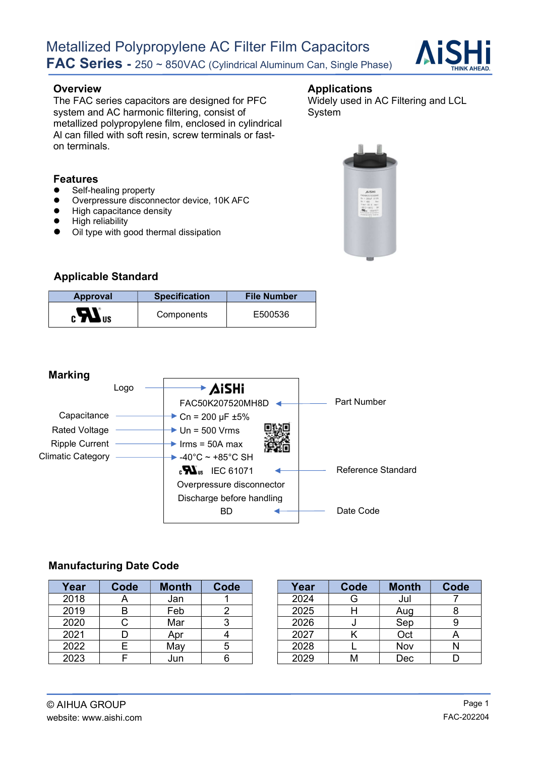# Metallized Polypropylene AC Filter Film Capacitors

## FAC Series - 250 ~ 850VAC (Cylindrical Aluminum Can, Single Phase)

### Overview

The FAC series capacitors are designed for PFC system and AC harmonic filtering, consist of metallized polypropylene film, enclosed in cylindrical Al can filled with soft resin, screw terminals or fast-on terminals.

### Applications

Widely used in AC Filtering and LCL System

### Features

- Self-healing property
- Overpressure disconnector device, 10K AFC
- High capacitance density
- High reliability
- Oil type with good thermal dissipation

### Applicable Standard

| Approval | Specification | File Number |
|---|---|---|
| c UL us | Components | E500536 |

### Marking

| Label | Marking |
|---|---|
| Logo | AiSHi |
| Part Number | FAC50K207520MH8D |
| Capacitance | Cn = 200 μF ±5% |
| Rated Voltage | Un = 500 Vrms |
| Ripple Current | Irms = 50A max |
| Climatic Category | -40°C ~ +85°C SH |
| Reference Standard | c UL us IEC 61071 |
| | Overpressure disconnector |
| | Discharge before handling |
| Date Code | BD |

### Manufacturing Date Code

| Year | Code | Month | Code |
|---|---|---|---|
| 2018 | A | Jan | 1 |
| 2019 | B | Feb | 2 |
| 2020 | C | Mar | 3 |
| 2021 | D | Apr | 4 |
| 2022 | E | May | 5 |
| 2023 | F | Jun | 6 |

| Year | Code | Month | Code |
|---|---|---|---|
| 2024 | G | Jul | 7 |
| 2025 | H | Aug | 8 |
| 2026 | J | Sep | 9 |
| 2027 | K | Oct | A |
| 2028 | L | Nov | N |
| 2029 | M | Dec | D |

© AIHUA GROUP
website: www.aishi.com

FAC-202204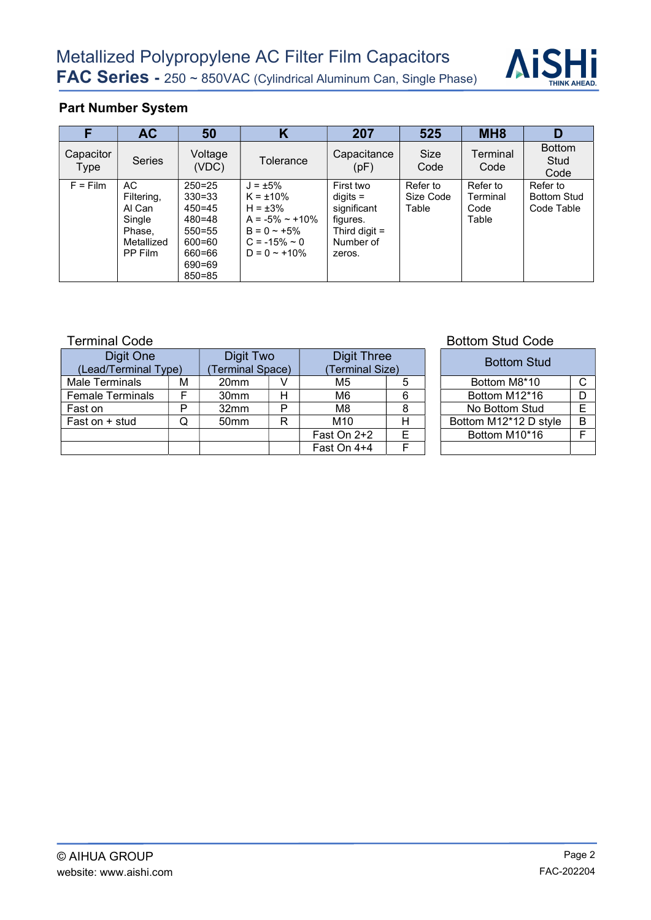## Part Number System

| F | AC | 50 | K | 207 | 525 | MH8 | D |
|---|---|---|---|---|---|---|---|
| Capacitor Type | Series | Voltage (VDC) | Tolerance | Capacitance (pF) | Size Code | Terminal Code | Bottom Stud Code |
| F = Film | AC Filtering, Al Can Single Phase, Metallized PP Film | 250=25<br>330=33<br>450=45<br>480=48<br>550=55<br>600=60<br>660=66<br>690=69<br>850=85 | J = ±5%<br>K = ±10%<br>H = ±3%<br>A = -5% ~ +10%<br>B = 0 ~ +5%<br>C = -15% ~ 0<br>D = 0 ~ +10% | First two digits = significant figures. Third digit = Number of zeros. | Refer to Size Code Table | Refer to Terminal Code Table | Refer to Bottom Stud Code Table |

### Terminal Code

| Digit One (Lead/Terminal Type) | | Digit Two (Terminal Space) | | Digit Three (Terminal Size) | |
|---|---|---|---|---|---|
| Male Terminals | M | 20mm | V | M5 | 5 |
| Female Terminals | F | 30mm | H | M6 | 6 |
| Fast on | P | 32mm | P | M8 | 8 |
| Fast on + stud | Q | 50mm | R | M10 | H |
| | | | | Fast On 2+2 | E |
| | | | | Fast On 4+4 | F |

### Bottom Stud Code

| Bottom Stud | |
|---|---|
| Bottom M8*10 | C |
| Bottom M12*16 | D |
| No Bottom Stud | E |
| Bottom M12*12 D style | B |
| Bottom M10*16 | F |
| | |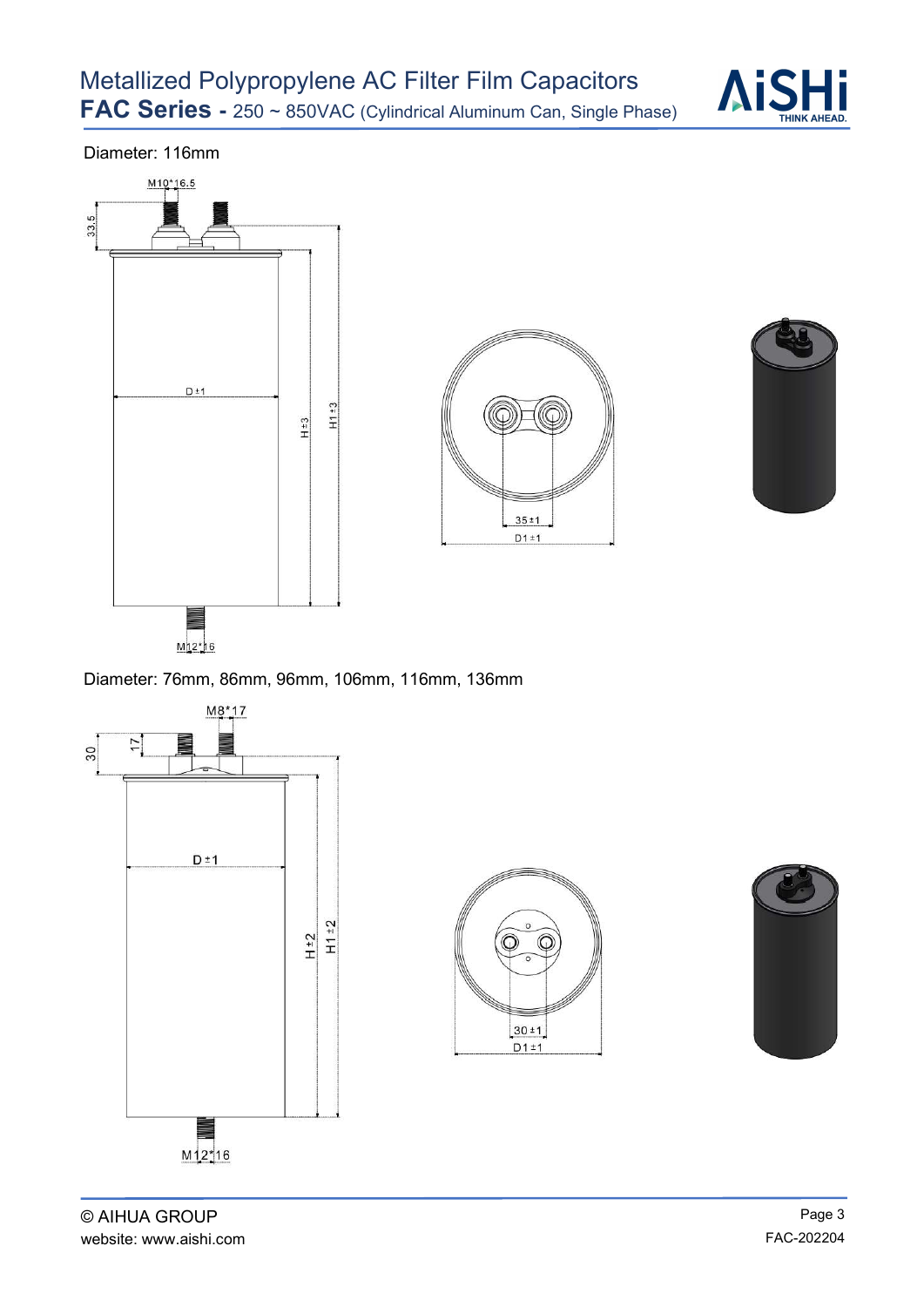Diameter: 116mm

M10*16.5

33.5

D±1

H±3

H1±3

M12*16

35±1

D1±1

Diameter: 76mm, 86mm, 96mm, 106mm, 116mm, 136mm

M8*17

30

17

D±1

H±2

H1±2

M12*16

30±1

D1±1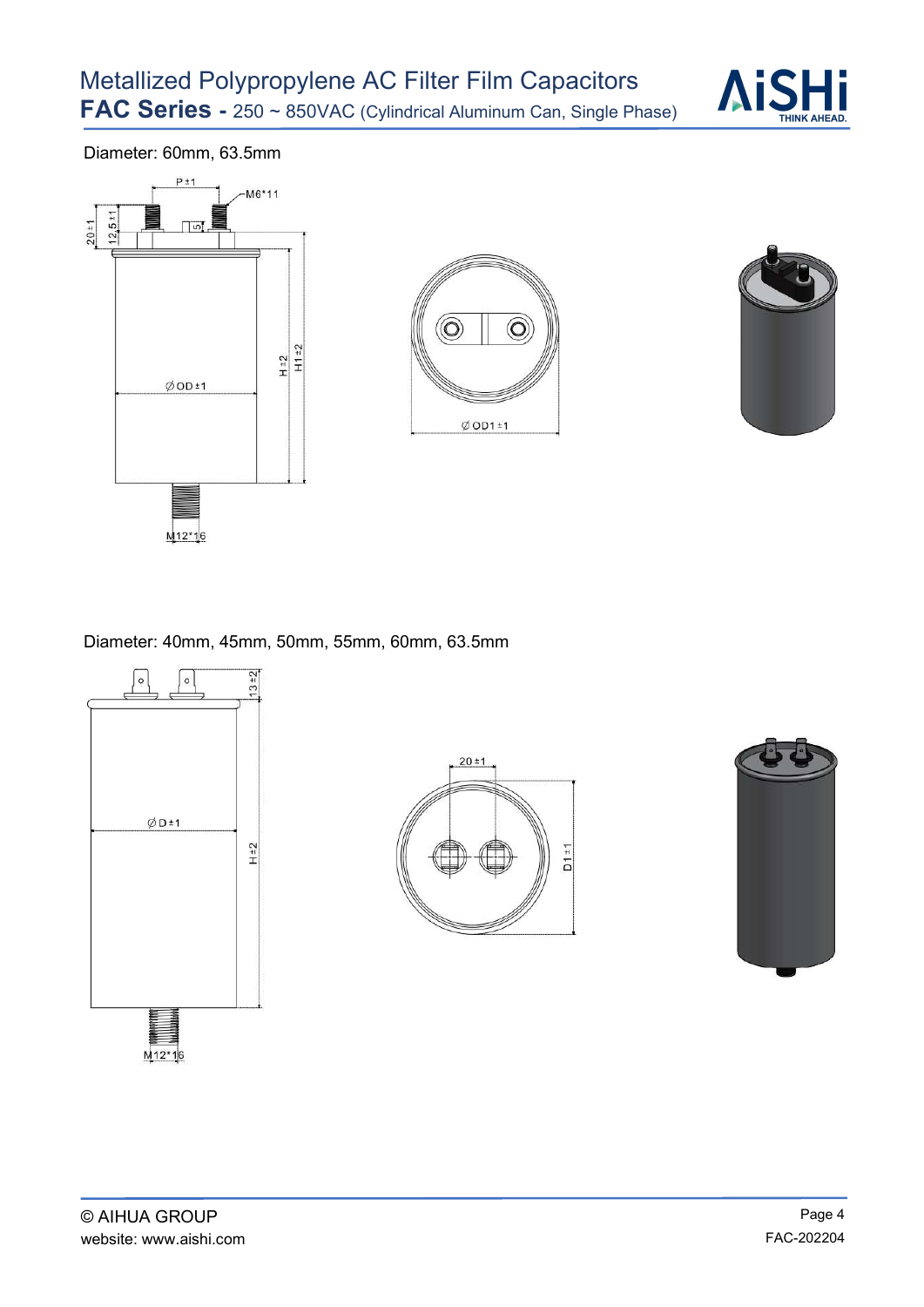Diameter: 60mm, 63.5mm

P±1

M6*11

20±1

12.5±1

5

ØOD±1

H±2

H1±2

M12*16

ØOD1±1

Diameter: 40mm, 45mm, 50mm, 55mm, 60mm, 63.5mm

13±2

ØD±1

H±2

M12*16

20±1

D1±1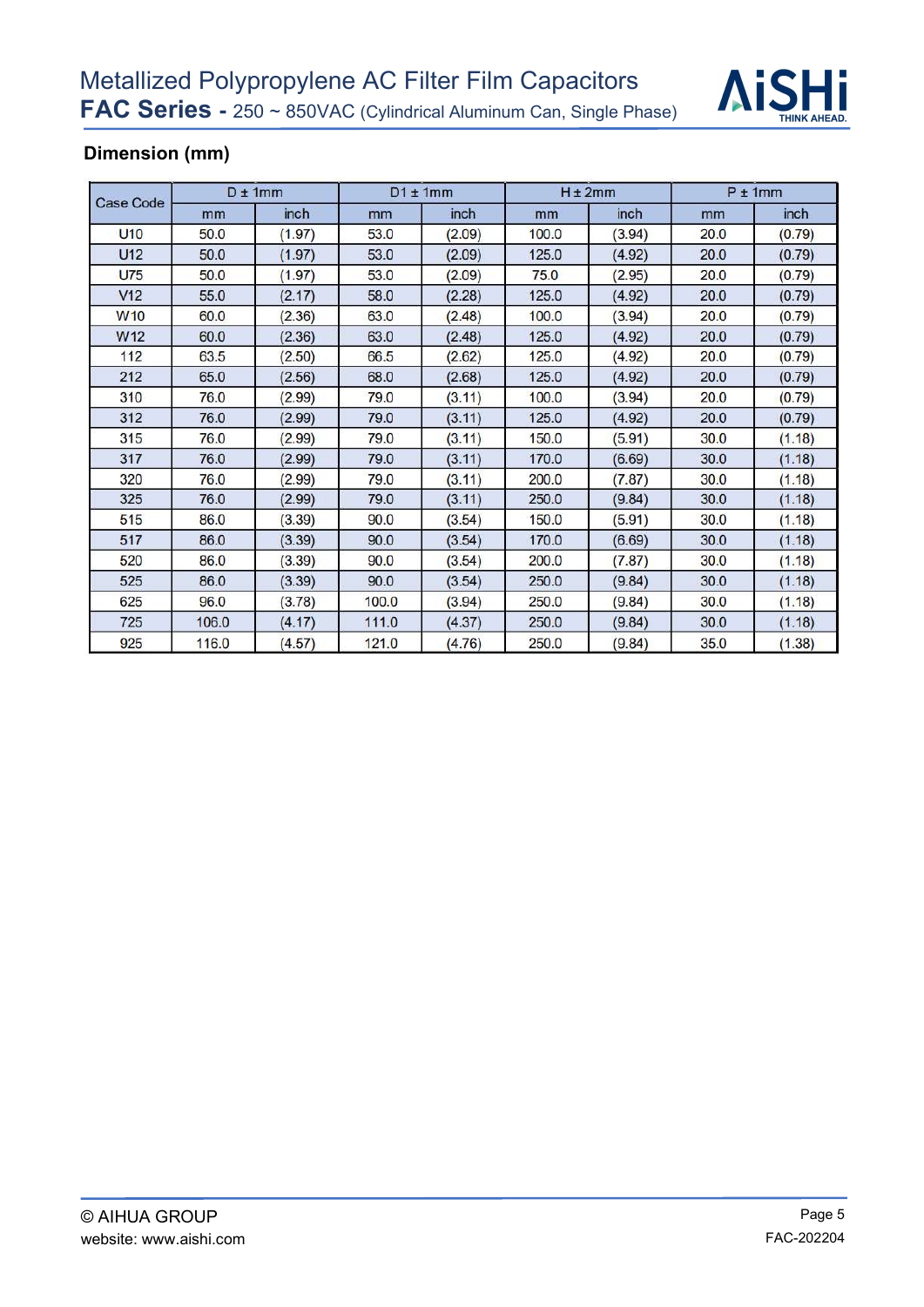## Dimension (mm)

| Case Code | D ± 1mm | | D1 ± 1mm | | H ± 2mm | | P ± 1mm | |
|---|---|---|---|---|---|---|---|---|
| | mm | inch | mm | inch | mm | inch | mm | inch |
| U10 | 50.0 | (1.97) | 53.0 | (2.09) | 100.0 | (3.94) | 20.0 | (0.79) |
| U12 | 50.0 | (1.97) | 53.0 | (2.09) | 125.0 | (4.92) | 20.0 | (0.79) |
| U75 | 50.0 | (1.97) | 53.0 | (2.09) | 75.0 | (2.95) | 20.0 | (0.79) |
| V12 | 55.0 | (2.17) | 58.0 | (2.28) | 125.0 | (4.92) | 20.0 | (0.79) |
| W10 | 60.0 | (2.36) | 63.0 | (2.48) | 100.0 | (3.94) | 20.0 | (0.79) |
| W12 | 60.0 | (2.36) | 63.0 | (2.48) | 125.0 | (4.92) | 20.0 | (0.79) |
| 112 | 63.5 | (2.50) | 66.5 | (2.62) | 125.0 | (4.92) | 20.0 | (0.79) |
| 212 | 65.0 | (2.56) | 68.0 | (2.68) | 125.0 | (4.92) | 20.0 | (0.79) |
| 310 | 76.0 | (2.99) | 79.0 | (3.11) | 100.0 | (3.94) | 20.0 | (0.79) |
| 312 | 76.0 | (2.99) | 79.0 | (3.11) | 125.0 | (4.92) | 20.0 | (0.79) |
| 315 | 76.0 | (2.99) | 79.0 | (3.11) | 150.0 | (5.91) | 30.0 | (1.18) |
| 317 | 76.0 | (2.99) | 79.0 | (3.11) | 170.0 | (6.69) | 30.0 | (1.18) |
| 320 | 76.0 | (2.99) | 79.0 | (3.11) | 200.0 | (7.87) | 30.0 | (1.18) |
| 325 | 76.0 | (2.99) | 79.0 | (3.11) | 250.0 | (9.84) | 30.0 | (1.18) |
| 515 | 86.0 | (3.39) | 90.0 | (3.54) | 150.0 | (5.91) | 30.0 | (1.18) |
| 517 | 86.0 | (3.39) | 90.0 | (3.54) | 170.0 | (6.69) | 30.0 | (1.18) |
| 520 | 86.0 | (3.39) | 90.0 | (3.54) | 200.0 | (7.87) | 30.0 | (1.18) |
| 525 | 86.0 | (3.39) | 90.0 | (3.54) | 250.0 | (9.84) | 30.0 | (1.18) |
| 625 | 96.0 | (3.78) | 100.0 | (3.94) | 250.0 | (9.84) | 30.0 | (1.18) |
| 725 | 106.0 | (4.17) | 111.0 | (4.37) | 250.0 | (9.84) | 30.0 | (1.18) |
| 925 | 116.0 | (4.57) | 121.0 | (4.76) | 250.0 | (9.84) | 35.0 | (1.38) |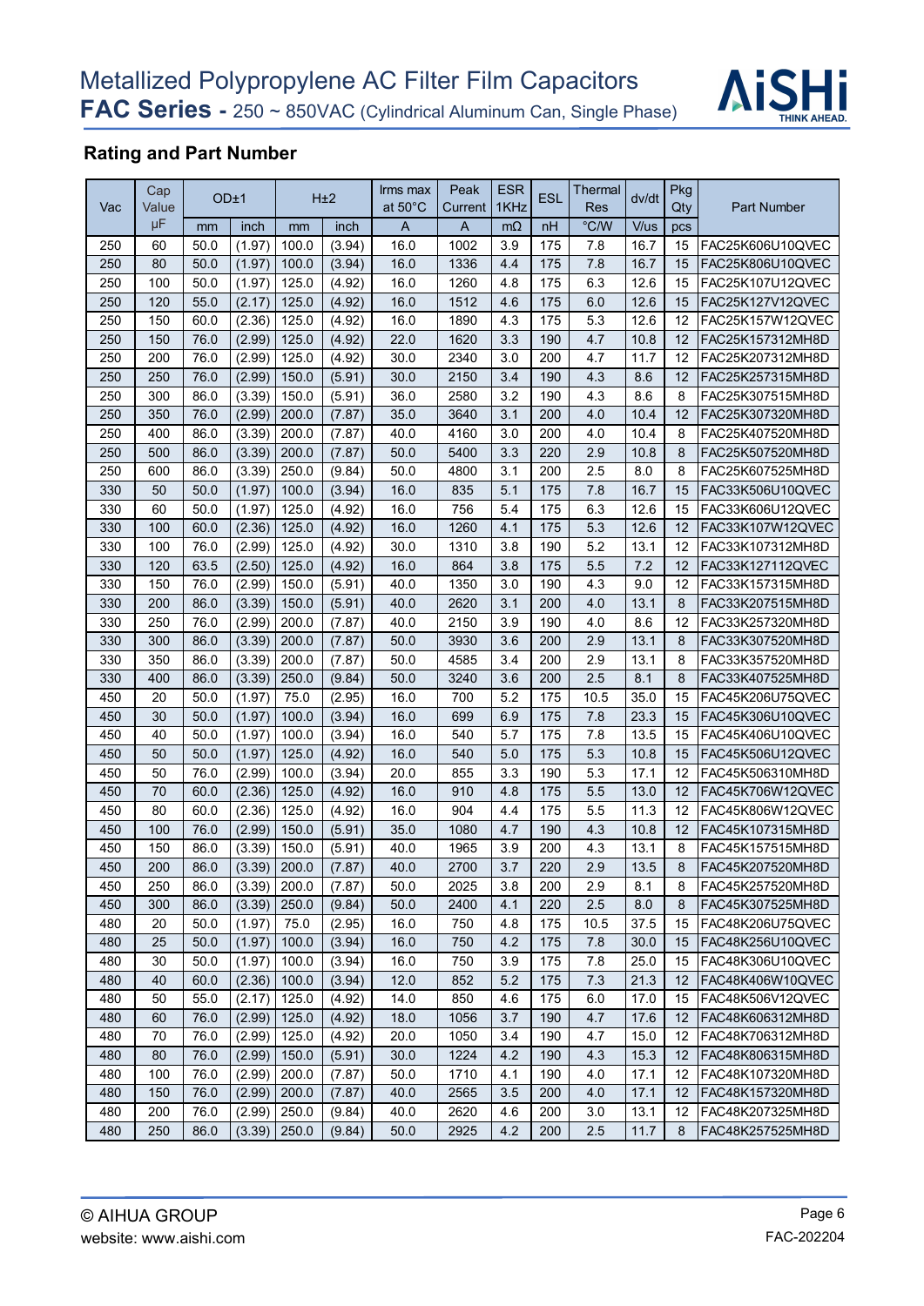# Metallized Polypropylene AC Filter Film Capacitors

**FAC Series -** 250 ~ 850VAC (Cylindrical Aluminum Can, Single Phase)

## Rating and Part Number

| Vac | Cap Value | OD±1 | | H±2 | | Irms max at 50°C | Peak Current | ESR 1KHz | ESL | Thermal Res | dv/dt | Pkg Qty | Part Number |
|---|---|---|---|---|---|---|---|---|---|---|---|---|---|
| | μF | mm | inch | mm | inch | A | A | mΩ | nH | °C/W | V/us | pcs | |
| 250 | 60 | 50.0 | (1.97) | 100.0 | (3.94) | 16.0 | 1002 | 3.9 | 175 | 7.8 | 16.7 | 15 | FAC25K606U10QVEC |
| 250 | 80 | 50.0 | (1.97) | 100.0 | (3.94) | 16.0 | 1336 | 4.4 | 175 | 7.8 | 16.7 | 15 | FAC25K806U10QVEC |
| 250 | 100 | 50.0 | (1.97) | 125.0 | (4.92) | 16.0 | 1260 | 4.8 | 175 | 6.3 | 12.6 | 15 | FAC25K107U12QVEC |
| 250 | 120 | 55.0 | (2.17) | 125.0 | (4.92) | 16.0 | 1512 | 4.6 | 175 | 6.0 | 12.6 | 15 | FAC25K127V12QVEC |
| 250 | 150 | 60.0 | (2.36) | 125.0 | (4.92) | 16.0 | 1890 | 4.3 | 175 | 5.3 | 12.6 | 12 | FAC25K157W12QVEC |
| 250 | 150 | 76.0 | (2.99) | 125.0 | (4.92) | 22.0 | 1620 | 3.3 | 190 | 4.7 | 10.8 | 12 | FAC25K157312MH8D |
| 250 | 200 | 76.0 | (2.99) | 125.0 | (4.92) | 30.0 | 2340 | 3.0 | 200 | 4.7 | 11.7 | 12 | FAC25K207312MH8D |
| 250 | 250 | 76.0 | (2.99) | 150.0 | (5.91) | 30.0 | 2150 | 3.4 | 190 | 4.3 | 8.6 | 12 | FAC25K257315MH8D |
| 250 | 300 | 86.0 | (3.39) | 150.0 | (5.91) | 36.0 | 2580 | 3.2 | 190 | 4.3 | 8.6 | 8 | FAC25K307515MH8D |
| 250 | 350 | 76.0 | (2.99) | 200.0 | (7.87) | 35.0 | 3640 | 3.1 | 200 | 4.0 | 10.4 | 12 | FAC25K307320MH8D |
| 250 | 400 | 86.0 | (3.39) | 200.0 | (7.87) | 40.0 | 4160 | 3.0 | 200 | 4.0 | 10.4 | 8 | FAC25K407520MH8D |
| 250 | 500 | 86.0 | (3.39) | 200.0 | (7.87) | 50.0 | 5400 | 3.3 | 220 | 2.9 | 10.8 | 8 | FAC25K507520MH8D |
| 250 | 600 | 86.0 | (3.39) | 250.0 | (9.84) | 50.0 | 4800 | 3.1 | 200 | 2.5 | 8.0 | 8 | FAC25K607525MH8D |
| 330 | 50 | 50.0 | (1.97) | 100.0 | (3.94) | 16.0 | 835 | 5.1 | 175 | 7.8 | 16.7 | 15 | FAC33K506U10QVEC |
| 330 | 60 | 50.0 | (1.97) | 125.0 | (4.92) | 16.0 | 756 | 5.4 | 175 | 6.3 | 12.6 | 15 | FAC33K606U12QVEC |
| 330 | 100 | 60.0 | (2.36) | 125.0 | (4.92) | 16.0 | 1260 | 4.1 | 175 | 5.3 | 12.6 | 12 | FAC33K107W12QVEC |
| 330 | 100 | 76.0 | (2.99) | 125.0 | (4.92) | 30.0 | 1310 | 3.8 | 190 | 5.2 | 13.1 | 12 | FAC33K107312MH8D |
| 330 | 120 | 63.5 | (2.50) | 125.0 | (4.92) | 16.0 | 864 | 3.8 | 175 | 5.5 | 7.2 | 12 | FAC33K127112QVEC |
| 330 | 150 | 76.0 | (2.99) | 150.0 | (5.91) | 40.0 | 1350 | 3.0 | 190 | 4.3 | 9.0 | 12 | FAC33K157315MH8D |
| 330 | 200 | 86.0 | (3.39) | 150.0 | (5.91) | 40.0 | 2620 | 3.1 | 200 | 4.0 | 13.1 | 8 | FAC33K207515MH8D |
| 330 | 250 | 76.0 | (2.99) | 200.0 | (7.87) | 40.0 | 2150 | 3.9 | 190 | 4.0 | 8.6 | 12 | FAC33K257320MH8D |
| 330 | 300 | 86.0 | (3.39) | 200.0 | (7.87) | 50.0 | 3930 | 3.6 | 200 | 2.9 | 13.1 | 8 | FAC33K307520MH8D |
| 330 | 350 | 86.0 | (3.39) | 200.0 | (7.87) | 50.0 | 4585 | 3.4 | 200 | 2.9 | 13.1 | 8 | FAC33K357520MH8D |
| 330 | 400 | 86.0 | (3.39) | 250.0 | (9.84) | 50.0 | 3240 | 3.6 | 200 | 2.5 | 8.1 | 8 | FAC33K407525MH8D |
| 450 | 20 | 50.0 | (1.97) | 75.0 | (2.95) | 16.0 | 700 | 5.2 | 175 | 10.5 | 35.0 | 15 | FAC45K206U75QVEC |
| 450 | 30 | 50.0 | (1.97) | 100.0 | (3.94) | 16.0 | 699 | 6.9 | 175 | 7.8 | 23.3 | 15 | FAC45K306U10QVEC |
| 450 | 40 | 50.0 | (1.97) | 100.0 | (3.94) | 16.0 | 540 | 5.7 | 175 | 7.8 | 13.5 | 15 | FAC45K406U10QVEC |
| 450 | 50 | 50.0 | (1.97) | 125.0 | (4.92) | 16.0 | 540 | 5.0 | 175 | 5.3 | 10.8 | 15 | FAC45K506U12QVEC |
| 450 | 50 | 76.0 | (2.99) | 100.0 | (3.94) | 20.0 | 855 | 3.3 | 190 | 5.3 | 17.1 | 12 | FAC45K506310MH8D |
| 450 | 70 | 60.0 | (2.36) | 125.0 | (4.92) | 16.0 | 910 | 4.8 | 175 | 5.5 | 13.0 | 12 | FAC45K706W12QVEC |
| 450 | 80 | 60.0 | (2.36) | 125.0 | (4.92) | 16.0 | 904 | 4.4 | 175 | 5.5 | 11.3 | 12 | FAC45K806W12QVEC |
| 450 | 100 | 76.0 | (2.99) | 150.0 | (5.91) | 35.0 | 1080 | 4.7 | 190 | 4.3 | 10.8 | 12 | FAC45K107315MH8D |
| 450 | 150 | 86.0 | (3.39) | 150.0 | (5.91) | 40.0 | 1965 | 3.9 | 200 | 4.3 | 13.1 | 8 | FAC45K157515MH8D |
| 450 | 200 | 86.0 | (3.39) | 200.0 | (7.87) | 40.0 | 2700 | 3.7 | 220 | 2.9 | 13.5 | 8 | FAC45K207520MH8D |
| 450 | 250 | 86.0 | (3.39) | 200.0 | (7.87) | 50.0 | 2025 | 3.8 | 200 | 2.9 | 8.1 | 8 | FAC45K257520MH8D |
| 450 | 300 | 86.0 | (3.39) | 250.0 | (9.84) | 50.0 | 2400 | 4.1 | 220 | 2.5 | 8.0 | 8 | FAC45K307525MH8D |
| 480 | 20 | 50.0 | (1.97) | 75.0 | (2.95) | 16.0 | 750 | 4.8 | 175 | 10.5 | 37.5 | 15 | FAC48K206U75QVEC |
| 480 | 25 | 50.0 | (1.97) | 100.0 | (3.94) | 16.0 | 750 | 4.2 | 175 | 7.8 | 30.0 | 15 | FAC48K256U10QVEC |
| 480 | 30 | 50.0 | (1.97) | 100.0 | (3.94) | 16.0 | 750 | 3.9 | 175 | 7.8 | 25.0 | 15 | FAC48K306U10QVEC |
| 480 | 40 | 60.0 | (2.36) | 100.0 | (3.94) | 12.0 | 852 | 5.2 | 175 | 7.3 | 21.3 | 12 | FAC48K406W10QVEC |
| 480 | 50 | 55.0 | (2.17) | 125.0 | (4.92) | 14.0 | 850 | 4.6 | 175 | 6.0 | 17.0 | 15 | FAC48K506V12QVEC |
| 480 | 60 | 76.0 | (2.99) | 125.0 | (4.92) | 18.0 | 1056 | 3.7 | 190 | 4.7 | 17.6 | 12 | FAC48K606312MH8D |
| 480 | 70 | 76.0 | (2.99) | 125.0 | (4.92) | 20.0 | 1050 | 3.4 | 190 | 4.7 | 15.0 | 12 | FAC48K706312MH8D |
| 480 | 80 | 76.0 | (2.99) | 150.0 | (5.91) | 30.0 | 1224 | 4.2 | 190 | 4.3 | 15.3 | 12 | FAC48K806315MH8D |
| 480 | 100 | 76.0 | (2.99) | 200.0 | (7.87) | 50.0 | 1710 | 4.1 | 190 | 4.0 | 17.1 | 12 | FAC48K107320MH8D |
| 480 | 150 | 76.0 | (2.99) | 200.0 | (7.87) | 40.0 | 2565 | 3.5 | 200 | 4.0 | 17.1 | 12 | FAC48K157320MH8D |
| 480 | 200 | 76.0 | (2.99) | 250.0 | (9.84) | 40.0 | 2620 | 4.6 | 200 | 3.0 | 13.1 | 12 | FAC48K207325MH8D |
| 480 | 250 | 86.0 | (3.39) | 250.0 | (9.84) | 50.0 | 2925 | 4.2 | 200 | 2.5 | 11.7 | 8 | FAC48K257525MH8D |

© AIHUA GROUP
website: www.aishi.com

FAC-202204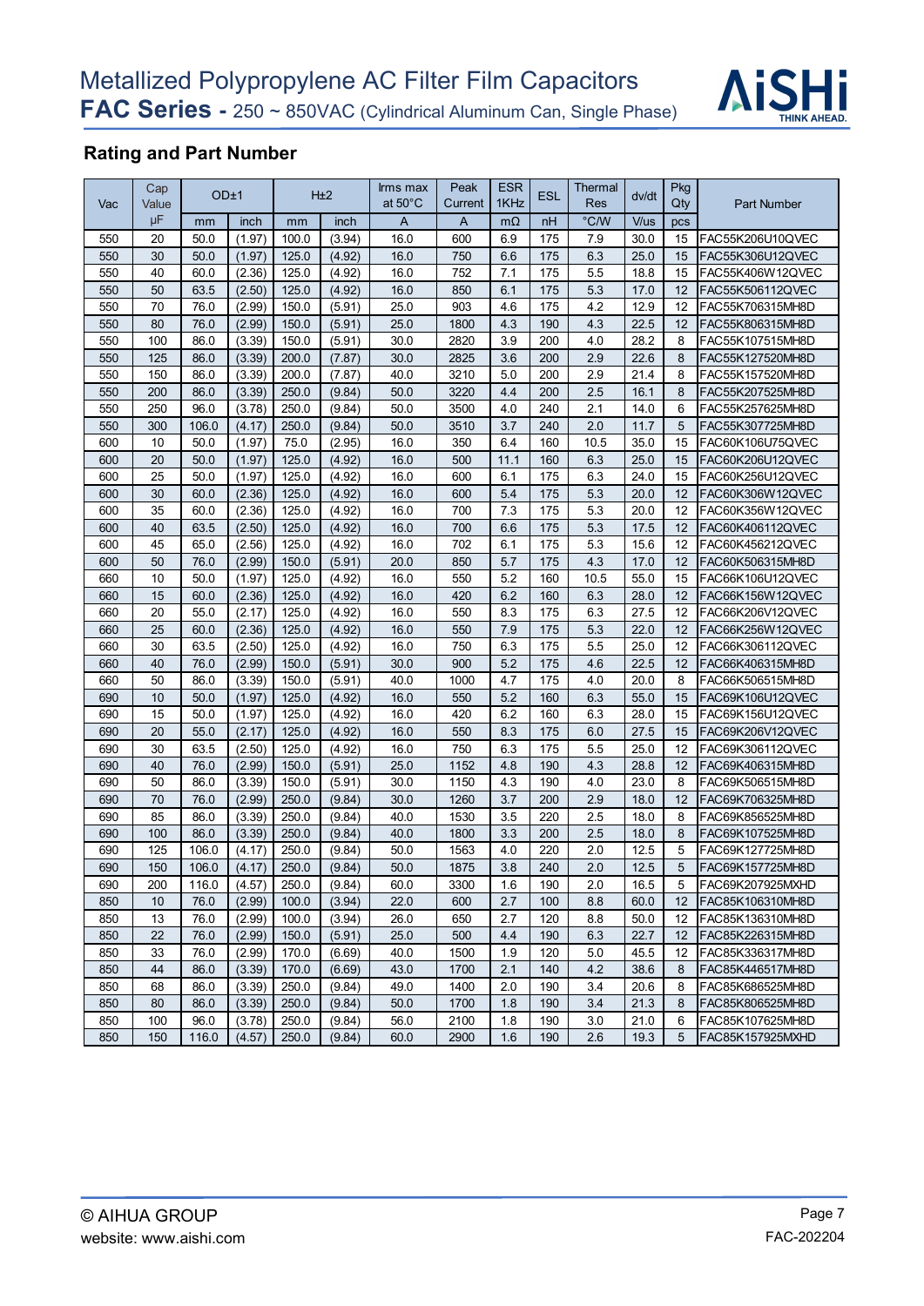## Rating and Part Number

| Vac | Cap Value | OD±1 | | H±2 | | Irms max at 50°C | Peak Current | ESR 1KHz | ESL | Thermal Res | dv/dt | Pkg Qty | Part Number |
|---|---|---|---|---|---|---|---|---|---|---|---|---|---|
| | μF | mm | inch | mm | inch | A | A | mΩ | nH | °C/W | V/us | pcs | |
| 550 | 20 | 50.0 | (1.97) | 100.0 | (3.94) | 16.0 | 600 | 6.9 | 175 | 7.9 | 30.0 | 15 | FAC55K206U10QVEC |
| 550 | 30 | 50.0 | (1.97) | 125.0 | (4.92) | 16.0 | 750 | 6.6 | 175 | 6.3 | 25.0 | 15 | FAC55K306U12QVEC |
| 550 | 40 | 60.0 | (2.36) | 125.0 | (4.92) | 16.0 | 752 | 7.1 | 175 | 5.5 | 18.8 | 15 | FAC55K406W12QVEC |
| 550 | 50 | 63.5 | (2.50) | 125.0 | (4.92) | 16.0 | 850 | 6.1 | 175 | 5.3 | 17.0 | 12 | FAC55K506112QVEC |
| 550 | 70 | 76.0 | (2.99) | 150.0 | (5.91) | 25.0 | 903 | 4.6 | 175 | 4.2 | 12.9 | 12 | FAC55K706315MH8D |
| 550 | 80 | 76.0 | (2.99) | 150.0 | (5.91) | 25.0 | 1800 | 4.3 | 190 | 4.3 | 22.5 | 12 | FAC55K806315MH8D |
| 550 | 100 | 86.0 | (3.39) | 150.0 | (5.91) | 30.0 | 2820 | 3.9 | 200 | 4.0 | 28.2 | 8 | FAC55K107515MH8D |
| 550 | 125 | 86.0 | (3.39) | 200.0 | (7.87) | 30.0 | 2825 | 3.6 | 200 | 2.9 | 22.6 | 8 | FAC55K127520MH8D |
| 550 | 150 | 86.0 | (3.39) | 200.0 | (7.87) | 40.0 | 3210 | 5.0 | 200 | 2.9 | 21.4 | 8 | FAC55K157520MH8D |
| 550 | 200 | 86.0 | (3.39) | 250.0 | (9.84) | 50.0 | 3220 | 4.4 | 200 | 2.5 | 16.1 | 8 | FAC55K207525MH8D |
| 550 | 250 | 96.0 | (3.78) | 250.0 | (9.84) | 50.0 | 3500 | 4.0 | 240 | 2.1 | 14.0 | 6 | FAC55K257625MH8D |
| 550 | 300 | 106.0 | (4.17) | 250.0 | (9.84) | 50.0 | 3510 | 3.7 | 240 | 2.0 | 11.7 | 5 | FAC55K307725MH8D |
| 600 | 10 | 50.0 | (1.97) | 75.0 | (2.95) | 16.0 | 350 | 6.4 | 160 | 10.5 | 35.0 | 15 | FAC60K106U75QVEC |
| 600 | 20 | 50.0 | (1.97) | 125.0 | (4.92) | 16.0 | 500 | 11.1 | 160 | 6.3 | 25.0 | 15 | FAC60K206U12QVEC |
| 600 | 25 | 50.0 | (1.97) | 125.0 | (4.92) | 16.0 | 600 | 6.1 | 175 | 6.3 | 24.0 | 15 | FAC60K256U12QVEC |
| 600 | 30 | 60.0 | (2.36) | 125.0 | (4.92) | 16.0 | 600 | 5.4 | 175 | 5.3 | 20.0 | 12 | FAC60K306W12QVEC |
| 600 | 35 | 60.0 | (2.36) | 125.0 | (4.92) | 16.0 | 700 | 7.3 | 175 | 5.3 | 20.0 | 12 | FAC60K356W12QVEC |
| 600 | 40 | 63.5 | (2.50) | 125.0 | (4.92) | 16.0 | 700 | 6.6 | 175 | 5.3 | 17.5 | 12 | FAC60K406112QVEC |
| 600 | 45 | 65.0 | (2.56) | 125.0 | (4.92) | 16.0 | 702 | 6.1 | 175 | 5.3 | 15.6 | 12 | FAC60K456212QVEC |
| 600 | 50 | 76.0 | (2.99) | 150.0 | (5.91) | 20.0 | 850 | 5.7 | 175 | 4.3 | 17.0 | 12 | FAC60K506315MH8D |
| 660 | 10 | 50.0 | (1.97) | 125.0 | (4.92) | 16.0 | 550 | 5.2 | 160 | 10.5 | 55.0 | 15 | FAC66K106U12QVEC |
| 660 | 15 | 60.0 | (2.36) | 125.0 | (4.92) | 16.0 | 420 | 6.2 | 160 | 6.3 | 28.0 | 12 | FAC66K156W12QVEC |
| 660 | 20 | 55.0 | (2.17) | 125.0 | (4.92) | 16.0 | 550 | 8.3 | 175 | 6.3 | 27.5 | 12 | FAC66K206V12QVEC |
| 660 | 25 | 60.0 | (2.36) | 125.0 | (4.92) | 16.0 | 550 | 7.9 | 175 | 5.3 | 22.0 | 12 | FAC66K256W12QVEC |
| 660 | 30 | 63.5 | (2.50) | 125.0 | (4.92) | 16.0 | 750 | 6.3 | 175 | 5.5 | 25.0 | 12 | FAC66K306112QVEC |
| 660 | 40 | 76.0 | (2.99) | 150.0 | (5.91) | 30.0 | 900 | 5.2 | 175 | 4.6 | 22.5 | 12 | FAC66K406315MH8D |
| 660 | 50 | 86.0 | (3.39) | 150.0 | (5.91) | 40.0 | 1000 | 4.7 | 175 | 4.0 | 20.0 | 8 | FAC66K506515MH8D |
| 690 | 10 | 50.0 | (1.97) | 125.0 | (4.92) | 16.0 | 550 | 5.2 | 160 | 6.3 | 55.0 | 15 | FAC69K106U12QVEC |
| 690 | 15 | 50.0 | (1.97) | 125.0 | (4.92) | 16.0 | 420 | 6.2 | 160 | 6.3 | 28.0 | 15 | FAC69K156U12QVEC |
| 690 | 20 | 55.0 | (2.17) | 125.0 | (4.92) | 16.0 | 550 | 8.3 | 175 | 6.0 | 27.5 | 15 | FAC69K206V12QVEC |
| 690 | 30 | 63.5 | (2.50) | 125.0 | (4.92) | 16.0 | 750 | 6.3 | 175 | 5.5 | 25.0 | 12 | FAC69K306112QVEC |
| 690 | 40 | 76.0 | (2.99) | 150.0 | (5.91) | 25.0 | 1152 | 4.8 | 190 | 4.3 | 28.8 | 12 | FAC69K406315MH8D |
| 690 | 50 | 86.0 | (3.39) | 150.0 | (5.91) | 30.0 | 1150 | 4.3 | 190 | 4.0 | 23.0 | 8 | FAC69K506515MH8D |
| 690 | 70 | 76.0 | (2.99) | 250.0 | (9.84) | 30.0 | 1260 | 3.7 | 200 | 2.9 | 18.0 | 12 | FAC69K706325MH8D |
| 690 | 85 | 86.0 | (3.39) | 250.0 | (9.84) | 40.0 | 1530 | 3.5 | 220 | 2.5 | 18.0 | 8 | FAC69K856525MH8D |
| 690 | 100 | 86.0 | (3.39) | 250.0 | (9.84) | 40.0 | 1800 | 3.3 | 200 | 2.5 | 18.0 | 8 | FAC69K107525MH8D |
| 690 | 125 | 106.0 | (4.17) | 250.0 | (9.84) | 50.0 | 1563 | 4.0 | 220 | 2.0 | 12.5 | 5 | FAC69K127725MH8D |
| 690 | 150 | 106.0 | (4.17) | 250.0 | (9.84) | 50.0 | 1875 | 3.8 | 240 | 2.0 | 12.5 | 5 | FAC69K157725MH8D |
| 690 | 200 | 116.0 | (4.57) | 250.0 | (9.84) | 60.0 | 3300 | 1.6 | 190 | 2.0 | 16.5 | 5 | FAC69K207925MXHD |
| 850 | 10 | 76.0 | (2.99) | 100.0 | (3.94) | 22.0 | 600 | 2.7 | 100 | 8.8 | 60.0 | 12 | FAC85K106310MH8D |
| 850 | 13 | 76.0 | (2.99) | 100.0 | (3.94) | 26.0 | 650 | 2.7 | 120 | 8.8 | 50.0 | 12 | FAC85K136310MH8D |
| 850 | 22 | 76.0 | (2.99) | 150.0 | (5.91) | 25.0 | 500 | 4.4 | 190 | 6.3 | 22.7 | 12 | FAC85K226315MH8D |
| 850 | 33 | 76.0 | (2.99) | 170.0 | (6.69) | 40.0 | 1500 | 1.9 | 120 | 5.0 | 45.5 | 12 | FAC85K336317MH8D |
| 850 | 44 | 86.0 | (3.39) | 170.0 | (6.69) | 43.0 | 1700 | 2.1 | 140 | 4.2 | 38.6 | 8 | FAC85K446517MH8D |
| 850 | 68 | 86.0 | (3.39) | 250.0 | (9.84) | 49.0 | 1400 | 2.0 | 190 | 3.4 | 20.6 | 8 | FAC85K686525MH8D |
| 850 | 80 | 86.0 | (3.39) | 250.0 | (9.84) | 50.0 | 1700 | 1.8 | 190 | 3.4 | 21.3 | 8 | FAC85K806525MH8D |
| 850 | 100 | 96.0 | (3.78) | 250.0 | (9.84) | 56.0 | 2100 | 1.8 | 190 | 3.0 | 21.0 | 6 | FAC85K107625MH8D |
| 850 | 150 | 116.0 | (4.57) | 250.0 | (9.84) | 60.0 | 2900 | 1.6 | 190 | 2.6 | 19.3 | 5 | FAC85K157925MXHD |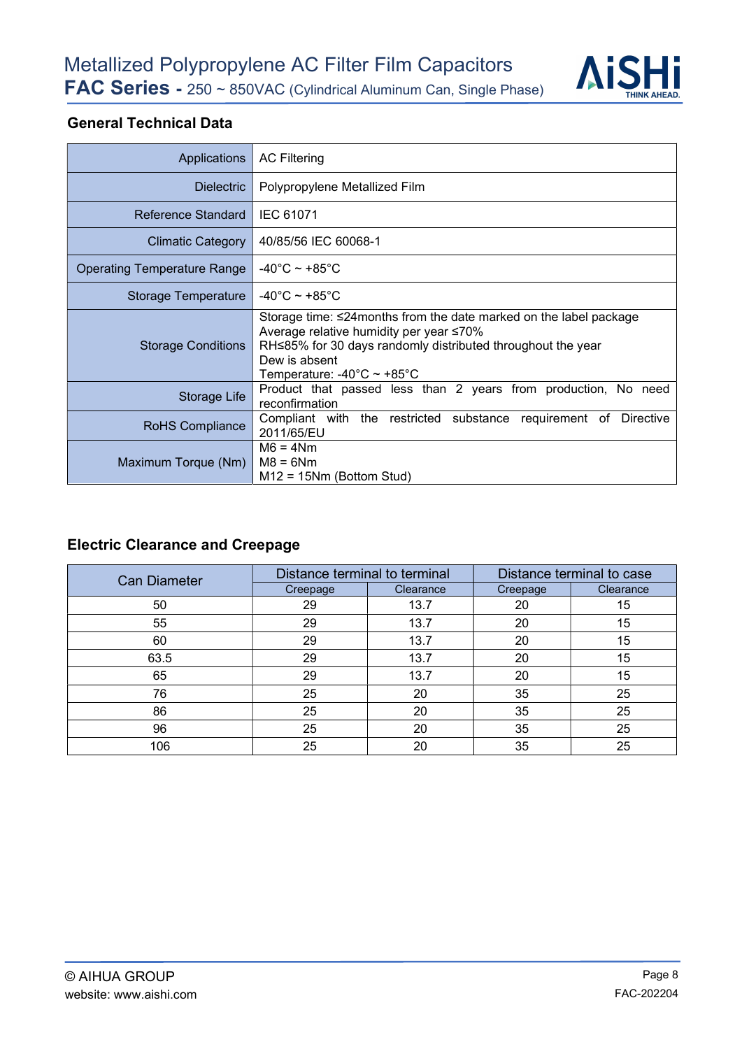## General Technical Data

| | |
|---|---|
| Applications | AC Filtering |
| Dielectric | Polypropylene Metallized Film |
| Reference Standard | IEC 61071 |
| Climatic Category | 40/85/56 IEC 60068-1 |
| Operating Temperature Range | -40°C ~ +85°C |
| Storage Temperature | -40°C ~ +85°C |
| Storage Conditions | Storage time: ≤24months from the date marked on the label package<br>Average relative humidity per year ≤70%<br>RH≤85% for 30 days randomly distributed throughout the year<br>Dew is absent<br>Temperature: -40°C ~ +85°C |
| Storage Life | Product that passed less than 2 years from production, No need reconfirmation |
| RoHS Compliance | Compliant with the restricted substance requirement of Directive 2011/65/EU |
| Maximum Torque (Nm) | M6 = 4Nm<br>M8 = 6Nm<br>M12 = 15Nm (Bottom Stud) |

## Electric Clearance and Creepage

| Can Diameter | Distance terminal to terminal | | Distance terminal to case | |
|---|---|---|---|---|
| | Creepage | Clearance | Creepage | Clearance |
| 50 | 29 | 13.7 | 20 | 15 |
| 55 | 29 | 13.7 | 20 | 15 |
| 60 | 29 | 13.7 | 20 | 15 |
| 63.5 | 29 | 13.7 | 20 | 15 |
| 65 | 29 | 13.7 | 20 | 15 |
| 76 | 25 | 20 | 35 | 25 |
| 86 | 25 | 20 | 35 | 25 |
| 96 | 25 | 20 | 35 | 25 |
| 106 | 25 | 20 | 35 | 25 |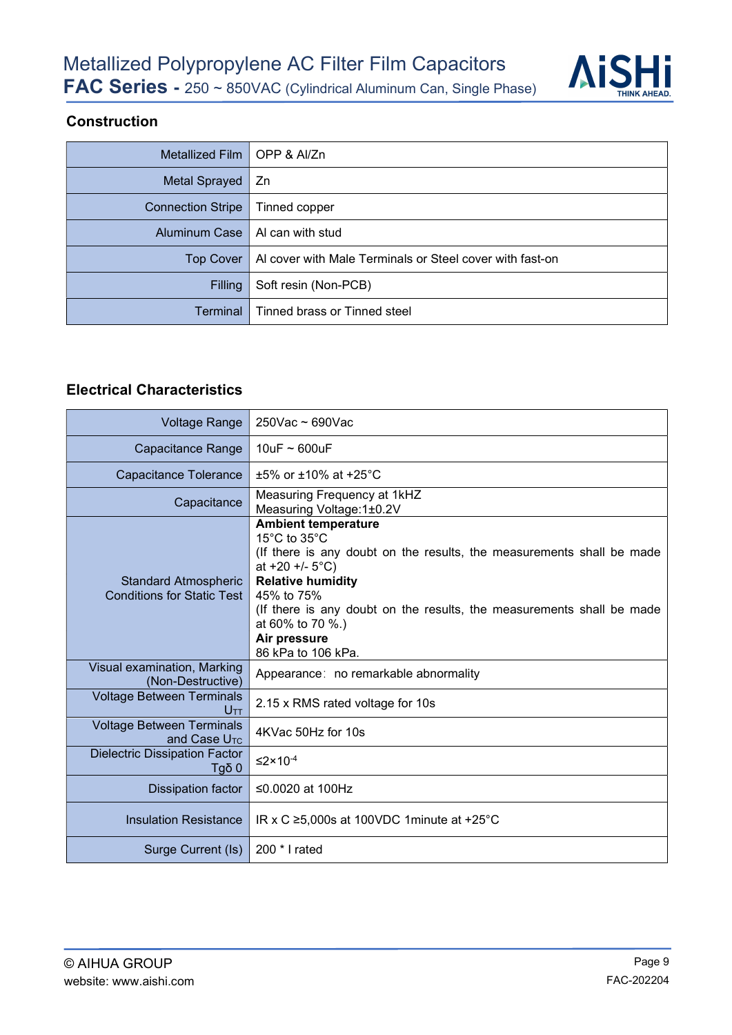## Construction

| | |
|---|---|
| Metallized Film | OPP & Al/Zn |
| Metal Sprayed | Zn |
| Connection Stripe | Tinned copper |
| Aluminum Case | Al can with stud |
| Top Cover | Al cover with Male Terminals or Steel cover with fast-on |
| Filling | Soft resin (Non-PCB) |
| Terminal | Tinned brass or Tinned steel |

## Electrical Characteristics

| | |
|---|---|
| Voltage Range | 250Vac ~ 690Vac |
| Capacitance Range | 10uF ~ 600uF |
| Capacitance Tolerance | ±5% or ±10% at +25°C |
| Capacitance | Measuring Frequency at 1kHZ<br>Measuring Voltage:1±0.2V |
| Standard Atmospheric Conditions for Static Test | **Ambient temperature**<br>15°C to 35°C<br>(If there is any doubt on the results, the measurements shall be made at +20 +/- 5°C)<br>**Relative humidity**<br>45% to 75%<br>(If there is any doubt on the results, the measurements shall be made at 60% to 70 %.)<br>**Air pressure**<br>86 kPa to 106 kPa. |
| Visual examination, Marking (Non-Destructive) | Appearance：no remarkable abnormality |
| Voltage Between Terminals $U_{TT}$ | 2.15 x RMS rated voltage for 10s |
| Voltage Between Terminals and Case $U_{TC}$ | 4KVac 50Hz for 10s |
| Dielectric Dissipation Factor Tgδ 0 | $\leq 2\times10^{-4}$ |
| Dissipation factor | ≤0.0020 at 100Hz |
| Insulation Resistance | IR x C ≥5,000s at 100VDC 1minute at +25°C |
| Surge Current (Is) | 200 * I rated |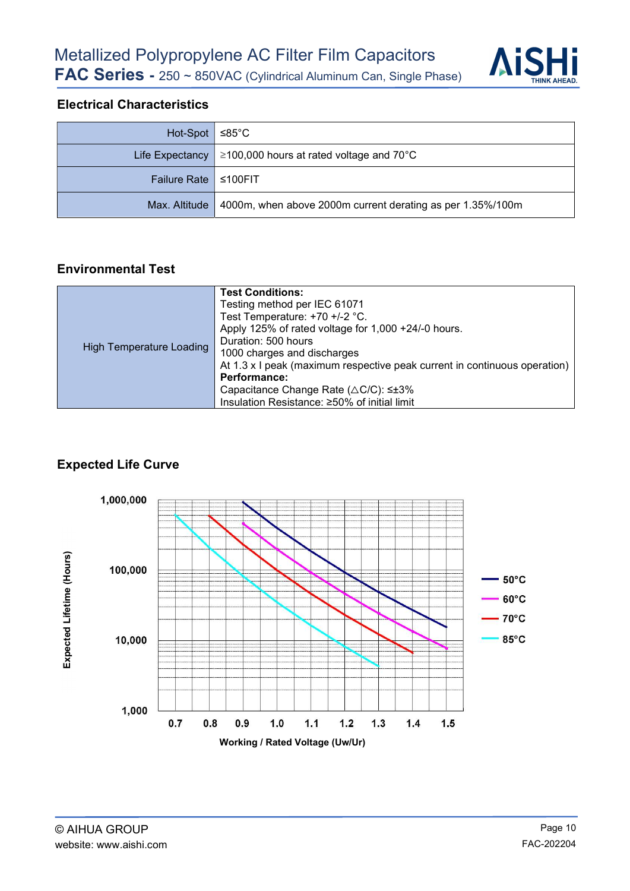## Electrical Characteristics

| | |
|---|---|
| Hot-Spot | ≤85°C |
| Life Expectancy | ≥100,000 hours at rated voltage and 70°C |
| Failure Rate | ≤100FIT |
| Max. Altitude | 4000m, when above 2000m current derating as per 1.35%/100m |

## Environmental Test

| | |
|---|---|
| High Temperature Loading | **Test Conditions:**<br>Testing method per IEC 61071<br>Test Temperature: +70 +/-2 °C.<br>Apply 125% of rated voltage for 1,000 +24/-0 hours.<br>Duration: 500 hours<br>1000 charges and discharges<br>At 1.3 x I peak (maximum respective peak current in continuous operation)<br>**Performance:**<br>Capacitance Change Rate (△C/C): ≤±3%<br>Insulation Resistance: ≥50% of initial limit |

## Expected Life Curve

Expected Lifetime (Hours): 1,000 / 10,000 / 100,000 / 1,000,000

Working / Rated Voltage (Uw/Ur): 0.7, 0.8, 0.9, 1.0, 1.1, 1.2, 1.3, 1.4, 1.5

Legend: 50°C, 60°C, 70°C, 85°C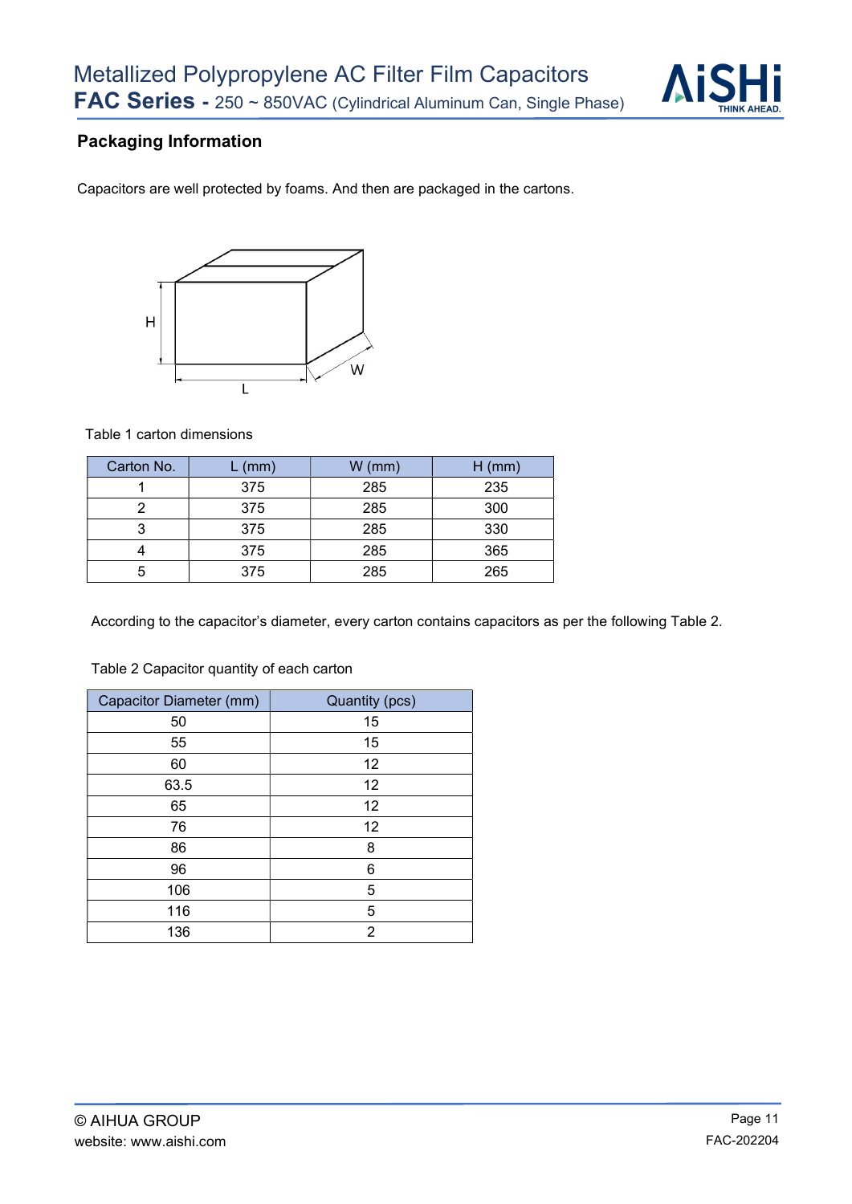## Packaging Information

Capacitors are well protected by foams. And then are packaged in the cartons.

H

L

W

Table 1 carton dimensions

| Carton No. | L (mm) | W (mm) | H (mm) |
|---|---|---|---|
| 1 | 375 | 285 | 235 |
| 2 | 375 | 285 | 300 |
| 3 | 375 | 285 | 330 |
| 4 | 375 | 285 | 365 |
| 5 | 375 | 285 | 265 |

According to the capacitor's diameter, every carton contains capacitors as per the following Table 2.

Table 2 Capacitor quantity of each carton

| Capacitor Diameter (mm) | Quantity (pcs) |
|---|---|
| 50 | 15 |
| 55 | 15 |
| 60 | 12 |
| 63.5 | 12 |
| 65 | 12 |
| 76 | 12 |
| 86 | 8 |
| 96 | 6 |
| 106 | 5 |
| 116 | 5 |
| 136 | 2 |